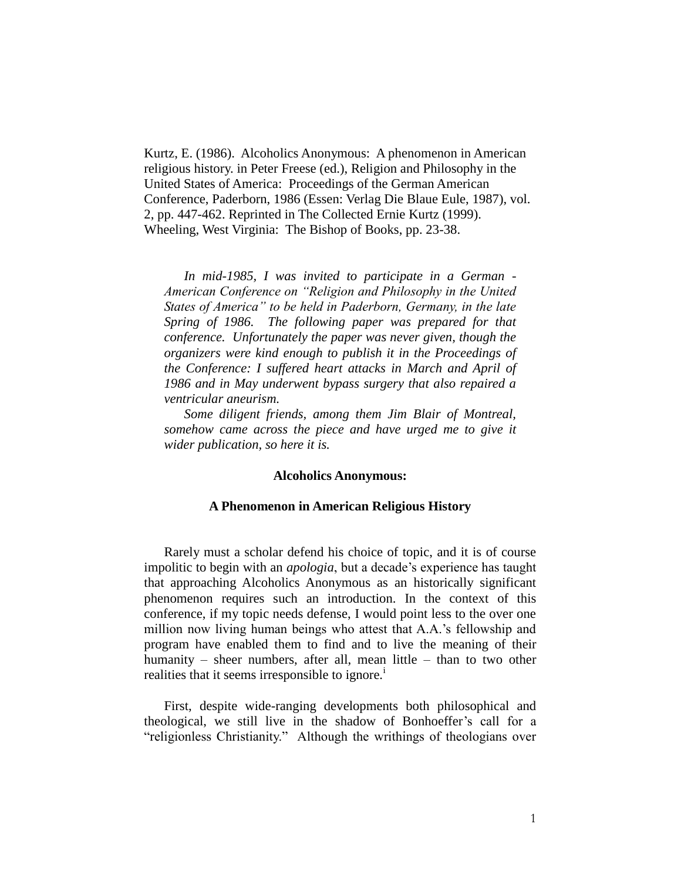Kurtz, E. (1986). Alcoholics Anonymous: A phenomenon in American religious history. in Peter Freese (ed.), Religion and Philosophy in the United States of America: Proceedings of the German American Conference, Paderborn, 1986 (Essen: Verlag Die Blaue Eule, 1987), vol. 2, pp. 447-462. Reprinted in The Collected Ernie Kurtz (1999). Wheeling, West Virginia: The Bishop of Books, pp. 23-38.

*In mid-1985, I was invited to participate in a German - American Conference on "Religion and Philosophy in the United States of America" to be held in Paderborn, Germany, in the late Spring of 1986. The following paper was prepared for that conference. Unfortunately the paper was never given, though the organizers were kind enough to publish it in the Proceedings of the Conference: I suffered heart attacks in March and April of 1986 and in May underwent bypass surgery that also repaired a ventricular aneurism.*

*Some diligent friends, among them Jim Blair of Montreal, somehow came across the piece and have urged me to give it wider publication, so here it is.*

**Alcoholics Anonymous:**

**A Phenomenon in American Religious History**

Rarely must a scholar defend his choice of topic, and it is of course impolitic to begin with an *apologia*, but a decade's experience has taught that approaching Alcoholics Anonymous as an historically significant phenomenon requires such an introduction. In the context of this conference, if my topic needs defense, I would point less to the over one million now living human beings who attest that A.A.'s fellowship and program have enabled them to find and to live the meaning of their humanity – sheer numbers, after all, mean little – than to two other realities that it seems irresponsible to ignore.[i]

First, despite wide-ranging developments both philosophical and theological, we still live in the shadow of Bonhoeffer's call for a "religionless Christianity." Although the writhings of theologians over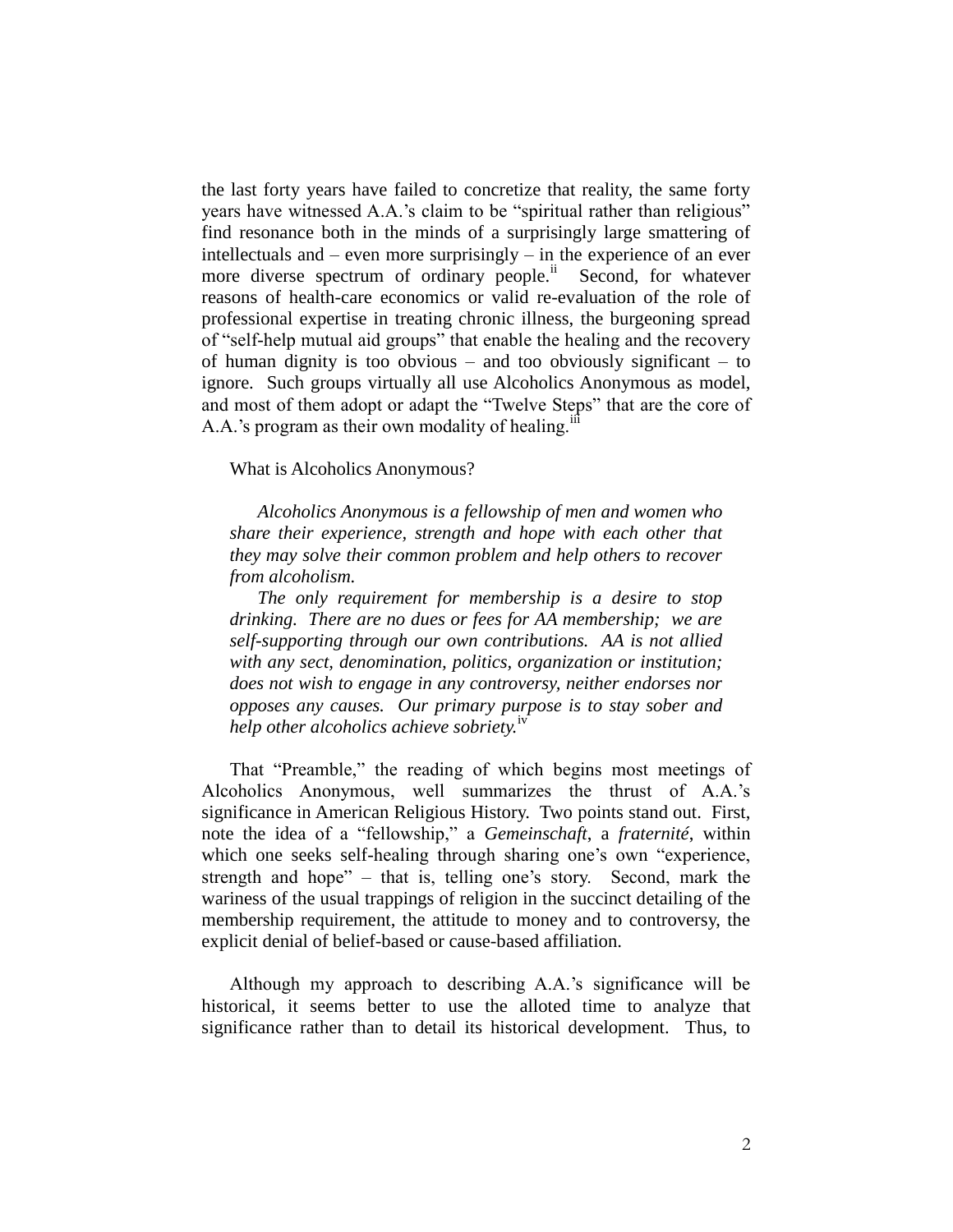the last forty years have failed to concretize that reality, the same forty years have witnessed A.A.'s claim to be "spiritual rather than religious" find resonance both in the minds of a surprisingly large smattering of intellectuals and – even more surprisingly – in the experience of an ever more diverse spectrum of ordinary people.[ii] Second, for whatever reasons of health-care economics or valid re-evaluation of the role of professional expertise in treating chronic illness, the burgeoning spread of "self-help mutual aid groups" that enable the healing and the recovery of human dignity is too obvious – and too obviously significant – to ignore. Such groups virtually all use Alcoholics Anonymous as model, and most of them adopt or adapt the "Twelve Steps" that are the core of A.A.'s program as their own modality of healing.[iii]

What is Alcoholics Anonymous?

> *Alcoholics Anonymous is a fellowship of men and women who share their experience, strength and hope with each other that they may solve their common problem and help others to recover from alcoholism.*
>
> *The only requirement for membership is a desire to stop drinking. There are no dues or fees for AA membership; we are self-supporting through our own contributions. AA is not allied with any sect, denomination, politics, organization or institution; does not wish to engage in any controversy, neither endorses nor opposes any causes. Our primary purpose is to stay sober and help other alcoholics achieve sobriety.*[iv]

That "Preamble," the reading of which begins most meetings of Alcoholics Anonymous, well summarizes the thrust of A.A.'s significance in American Religious History. Two points stand out. First, note the idea of a "fellowship," a *Gemeinschaft*, a *fraternité*, within which one seeks self-healing through sharing one's own "experience, strength and hope" – that is, telling one's story. Second, mark the wariness of the usual trappings of religion in the succinct detailing of the membership requirement, the attitude to money and to controversy, the explicit denial of belief-based or cause-based affiliation.

Although my approach to describing A.A.'s significance will be historical, it seems better to use the alloted time to analyze that significance rather than to detail its historical development. Thus, to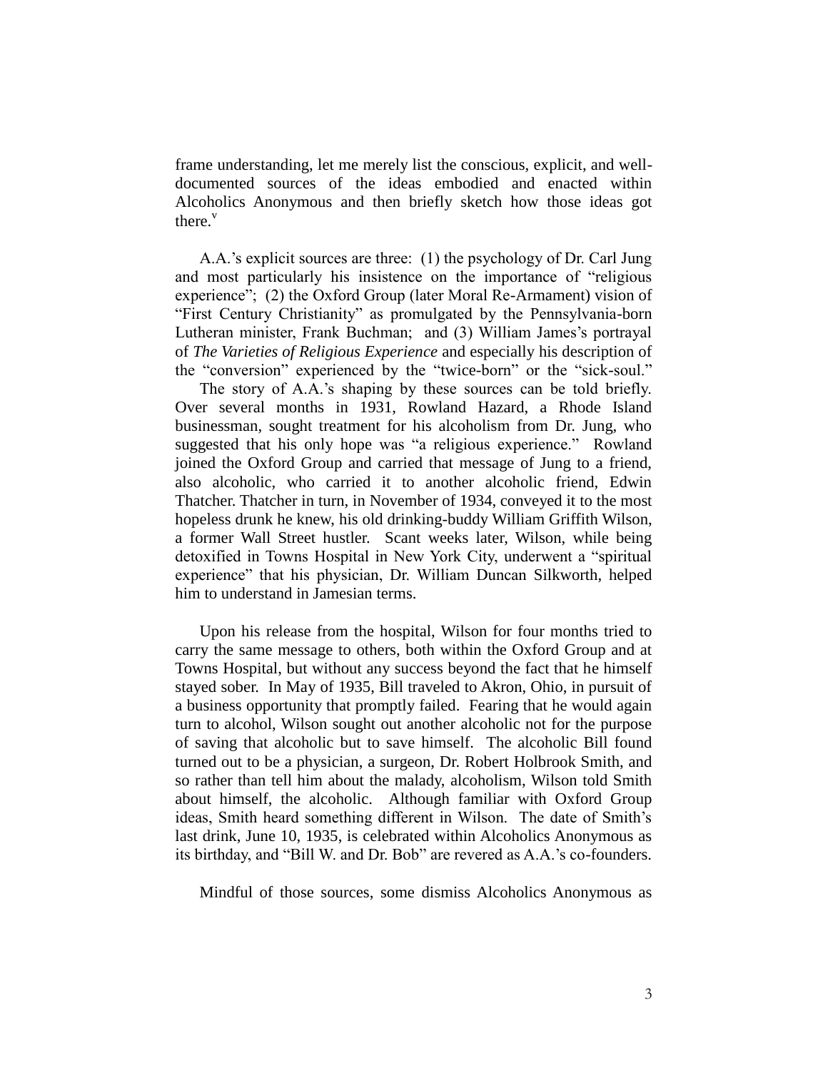frame understanding, let me merely list the conscious, explicit, and well-documented sources of the ideas embodied and enacted within Alcoholics Anonymous and then briefly sketch how those ideas got there.[v]

A.A.'s explicit sources are three: (1) the psychology of Dr. Carl Jung and most particularly his insistence on the importance of "religious experience"; (2) the Oxford Group (later Moral Re-Armament) vision of "First Century Christianity" as promulgated by the Pennsylvania-born Lutheran minister, Frank Buchman; and (3) William James's portrayal of *The Varieties of Religious Experience* and especially his description of the "conversion" experienced by the "twice-born" or the "sick-soul."

The story of A.A.'s shaping by these sources can be told briefly. Over several months in 1931, Rowland Hazard, a Rhode Island businessman, sought treatment for his alcoholism from Dr. Jung, who suggested that his only hope was "a religious experience." Rowland joined the Oxford Group and carried that message of Jung to a friend, also alcoholic, who carried it to another alcoholic friend, Edwin Thatcher. Thatcher in turn, in November of 1934, conveyed it to the most hopeless drunk he knew, his old drinking-buddy William Griffith Wilson, a former Wall Street hustler. Scant weeks later, Wilson, while being detoxified in Towns Hospital in New York City, underwent a "spiritual experience" that his physician, Dr. William Duncan Silkworth, helped him to understand in Jamesian terms.

Upon his release from the hospital, Wilson for four months tried to carry the same message to others, both within the Oxford Group and at Towns Hospital, but without any success beyond the fact that he himself stayed sober. In May of 1935, Bill traveled to Akron, Ohio, in pursuit of a business opportunity that promptly failed. Fearing that he would again turn to alcohol, Wilson sought out another alcoholic not for the purpose of saving that alcoholic but to save himself. The alcoholic Bill found turned out to be a physician, a surgeon, Dr. Robert Holbrook Smith, and so rather than tell him about the malady, alcoholism, Wilson told Smith about himself, the alcoholic. Although familiar with Oxford Group ideas, Smith heard something different in Wilson. The date of Smith's last drink, June 10, 1935, is celebrated within Alcoholics Anonymous as its birthday, and "Bill W. and Dr. Bob" are revered as A.A.'s co-founders.

Mindful of those sources, some dismiss Alcoholics Anonymous as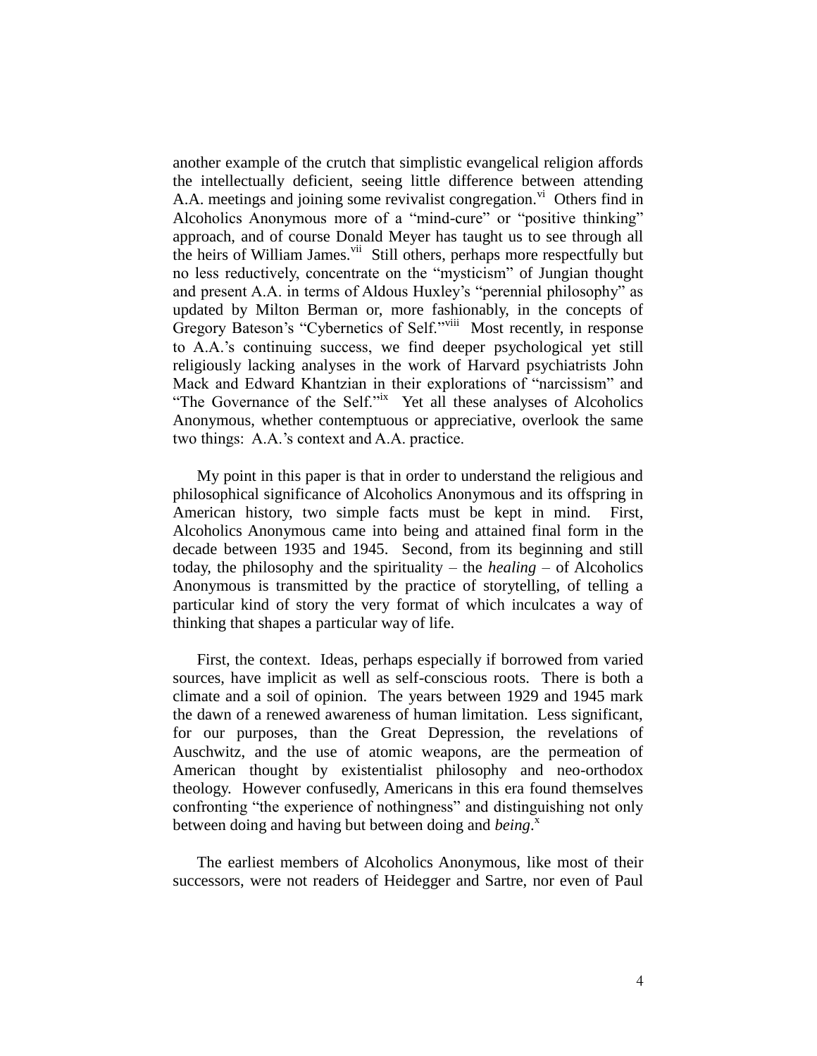another example of the crutch that simplistic evangelical religion affords the intellectually deficient, seeing little difference between attending A.A. meetings and joining some revivalist congregation.[vi] Others find in Alcoholics Anonymous more of a "mind-cure" or "positive thinking" approach, and of course Donald Meyer has taught us to see through all the heirs of William James.[vii] Still others, perhaps more respectfully but no less reductively, concentrate on the "mysticism" of Jungian thought and present A.A. in terms of Aldous Huxley's "perennial philosophy" as updated by Milton Berman or, more fashionably, in the concepts of Gregory Bateson's "Cybernetics of Self."[viii] Most recently, in response to A.A.'s continuing success, we find deeper psychological yet still religiously lacking analyses in the work of Harvard psychiatrists John Mack and Edward Khantzian in their explorations of "narcissism" and "The Governance of the Self."[ix] Yet all these analyses of Alcoholics Anonymous, whether contemptuous or appreciative, overlook the same two things: A.A.'s context and A.A. practice.

My point in this paper is that in order to understand the religious and philosophical significance of Alcoholics Anonymous and its offspring in American history, two simple facts must be kept in mind. First, Alcoholics Anonymous came into being and attained final form in the decade between 1935 and 1945. Second, from its beginning and still today, the philosophy and the spirituality – the *healing* – of Alcoholics Anonymous is transmitted by the practice of storytelling, of telling a particular kind of story the very format of which inculcates a way of thinking that shapes a particular way of life.

First, the context. Ideas, perhaps especially if borrowed from varied sources, have implicit as well as self-conscious roots. There is both a climate and a soil of opinion. The years between 1929 and 1945 mark the dawn of a renewed awareness of human limitation. Less significant, for our purposes, than the Great Depression, the revelations of Auschwitz, and the use of atomic weapons, are the permeation of American thought by existentialist philosophy and neo-orthodox theology. However confusedly, Americans in this era found themselves confronting "the experience of nothingness" and distinguishing not only between doing and having but between doing and *being*.[x]

The earliest members of Alcoholics Anonymous, like most of their successors, were not readers of Heidegger and Sartre, nor even of Paul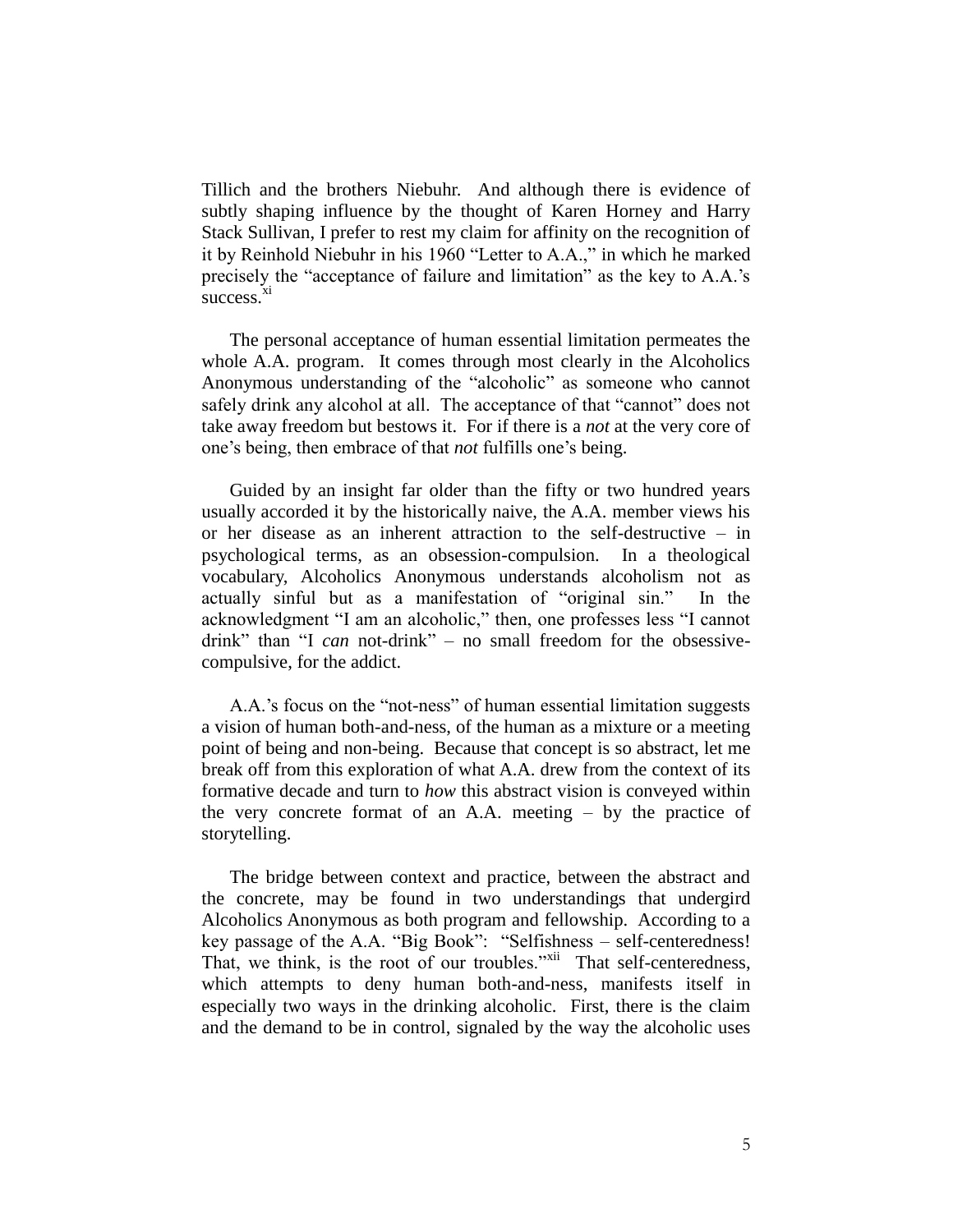Tillich and the brothers Niebuhr. And although there is evidence of subtly shaping influence by the thought of Karen Horney and Harry Stack Sullivan, I prefer to rest my claim for affinity on the recognition of it by Reinhold Niebuhr in his 1960 "Letter to A.A.," in which he marked precisely the "acceptance of failure and limitation" as the key to A.A.'s success.[xi]

The personal acceptance of human essential limitation permeates the whole A.A. program. It comes through most clearly in the Alcoholics Anonymous understanding of the "alcoholic" as someone who cannot safely drink any alcohol at all. The acceptance of that "cannot" does not take away freedom but bestows it. For if there is a *not* at the very core of one's being, then embrace of that *not* fulfills one's being.

Guided by an insight far older than the fifty or two hundred years usually accorded it by the historically naive, the A.A. member views his or her disease as an inherent attraction to the self-destructive – in psychological terms, as an obsession-compulsion. In a theological vocabulary, Alcoholics Anonymous understands alcoholism not as actually sinful but as a manifestation of "original sin." In the acknowledgment "I am an alcoholic," then, one professes less "I cannot drink" than "I *can* not-drink" – no small freedom for the obsessive-compulsive, for the addict.

A.A.'s focus on the "not-ness" of human essential limitation suggests a vision of human both-and-ness, of the human as a mixture or a meeting point of being and non-being. Because that concept is so abstract, let me break off from this exploration of what A.A. drew from the context of its formative decade and turn to *how* this abstract vision is conveyed within the very concrete format of an A.A. meeting – by the practice of storytelling.

The bridge between context and practice, between the abstract and the concrete, may be found in two understandings that undergird Alcoholics Anonymous as both program and fellowship. According to a key passage of the A.A. "Big Book": "Selfishness – self-centeredness! That, we think, is the root of our troubles."[xii] That self-centeredness, which attempts to deny human both-and-ness, manifests itself in especially two ways in the drinking alcoholic. First, there is the claim and the demand to be in control, signaled by the way the alcoholic uses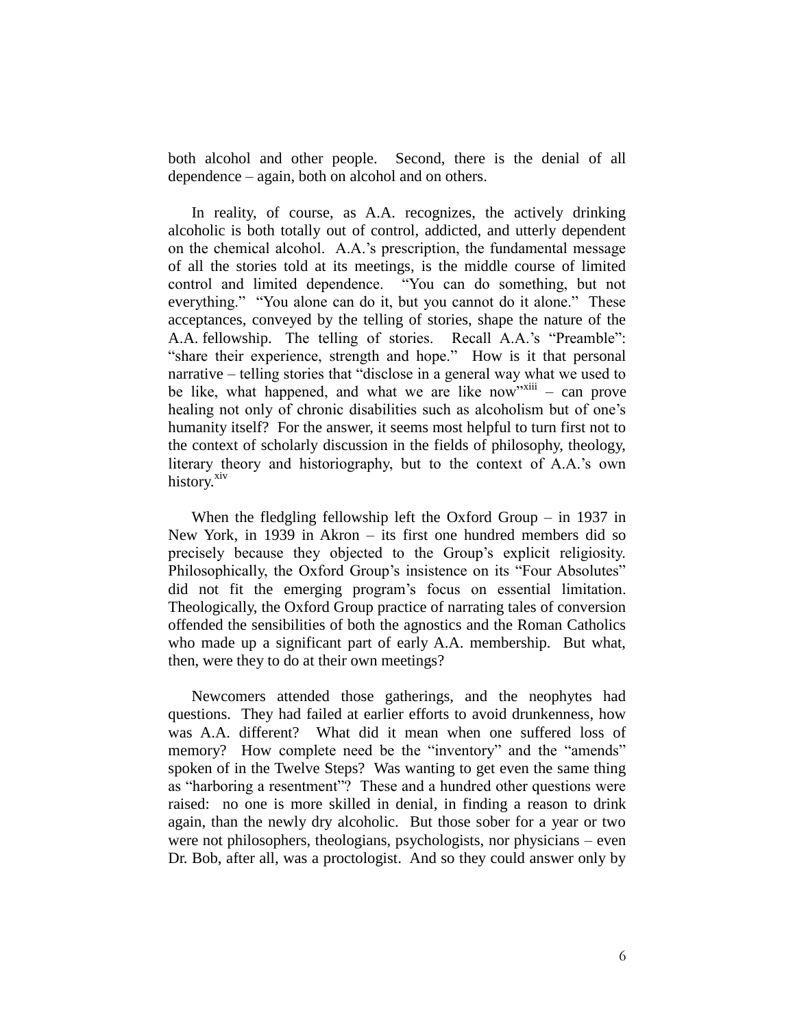both alcohol and other people. Second, there is the denial of all dependence – again, both on alcohol and on others.

In reality, of course, as A.A. recognizes, the actively drinking alcoholic is both totally out of control, addicted, and utterly dependent on the chemical alcohol. A.A.'s prescription, the fundamental message of all the stories told at its meetings, is the middle course of limited control and limited dependence. "You can do something, but not everything." "You alone can do it, but you cannot do it alone." These acceptances, conveyed by the telling of stories, shape the nature of the A.A. fellowship. The telling of stories. Recall A.A.'s "Preamble": "share their experience, strength and hope." How is it that personal narrative – telling stories that "disclose in a general way what we used to be like, what happened, and what we are like now"[xiii] – can prove healing not only of chronic disabilities such as alcoholism but of one's humanity itself? For the answer, it seems most helpful to turn first not to the context of scholarly discussion in the fields of philosophy, theology, literary theory and historiography, but to the context of A.A.'s own history.[xiv]

When the fledgling fellowship left the Oxford Group – in 1937 in New York, in 1939 in Akron – its first one hundred members did so precisely because they objected to the Group's explicit religiosity. Philosophically, the Oxford Group's insistence on its "Four Absolutes" did not fit the emerging program's focus on essential limitation. Theologically, the Oxford Group practice of narrating tales of conversion offended the sensibilities of both the agnostics and the Roman Catholics who made up a significant part of early A.A. membership. But what, then, were they to do at their own meetings?

Newcomers attended those gatherings, and the neophytes had questions. They had failed at earlier efforts to avoid drunkenness, how was A.A. different? What did it mean when one suffered loss of memory? How complete need be the "inventory" and the "amends" spoken of in the Twelve Steps? Was wanting to get even the same thing as "harboring a resentment"? These and a hundred other questions were raised: no one is more skilled in denial, in finding a reason to drink again, than the newly dry alcoholic. But those sober for a year or two were not philosophers, theologians, psychologists, nor physicians – even Dr. Bob, after all, was a proctologist. And so they could answer only by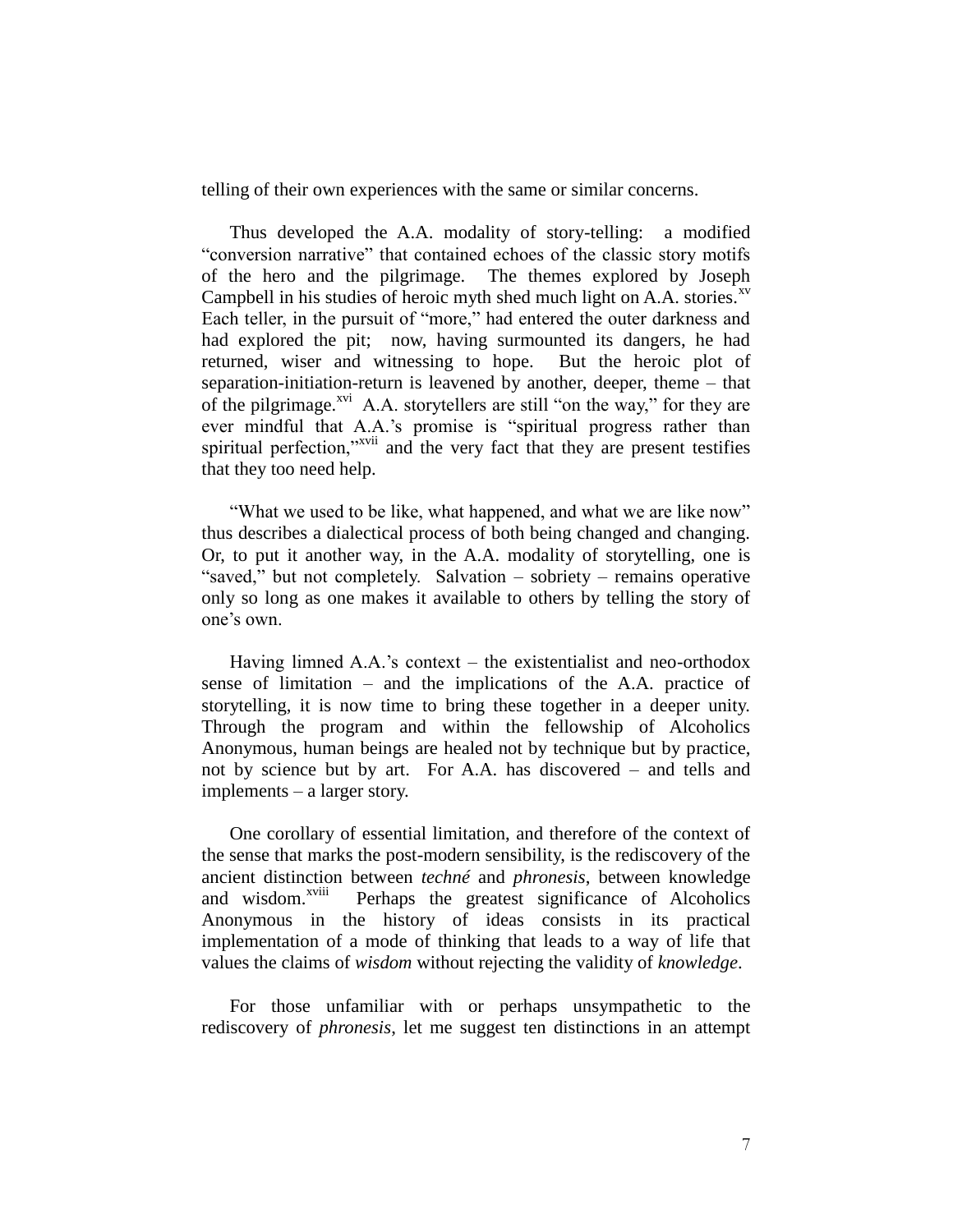telling of their own experiences with the same or similar concerns.

Thus developed the A.A. modality of story-telling: a modified "conversion narrative" that contained echoes of the classic story motifs of the hero and the pilgrimage. The themes explored by Joseph Campbell in his studies of heroic myth shed much light on A.A. stories.[xv] Each teller, in the pursuit of "more," had entered the outer darkness and had explored the pit; now, having surmounted its dangers, he had returned, wiser and witnessing to hope. But the heroic plot of separation-initiation-return is leavened by another, deeper, theme – that of the pilgrimage.[xvi] A.A. storytellers are still "on the way," for they are ever mindful that A.A.'s promise is "spiritual progress rather than spiritual perfection,"[xvii] and the very fact that they are present testifies that they too need help.

"What we used to be like, what happened, and what we are like now" thus describes a dialectical process of both being changed and changing. Or, to put it another way, in the A.A. modality of storytelling, one is "saved," but not completely. Salvation – sobriety – remains operative only so long as one makes it available to others by telling the story of one's own.

Having limned A.A.'s context – the existentialist and neo-orthodox sense of limitation – and the implications of the A.A. practice of storytelling, it is now time to bring these together in a deeper unity. Through the program and within the fellowship of Alcoholics Anonymous, human beings are healed not by technique but by practice, not by science but by art. For A.A. has discovered – and tells and implements – a larger story.

One corollary of essential limitation, and therefore of the context of the sense that marks the post-modern sensibility, is the rediscovery of the ancient distinction between *techné* and *phronesis*, between knowledge and wisdom.[xviii] Perhaps the greatest significance of Alcoholics Anonymous in the history of ideas consists in its practical implementation of a mode of thinking that leads to a way of life that values the claims of *wisdom* without rejecting the validity of *knowledge*.

For those unfamiliar with or perhaps unsympathetic to the rediscovery of *phronesis*, let me suggest ten distinctions in an attempt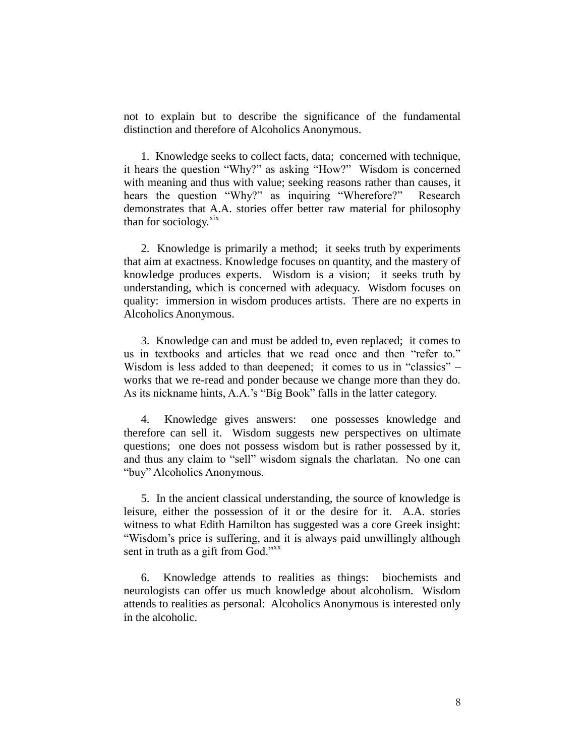not to explain but to describe the significance of the fundamental distinction and therefore of Alcoholics Anonymous.

1. Knowledge seeks to collect facts, data; concerned with technique, it hears the question "Why?" as asking "How?" Wisdom is concerned with meaning and thus with value; seeking reasons rather than causes, it hears the question "Why?" as inquiring "Wherefore?" Research demonstrates that A.A. stories offer better raw material for philosophy than for sociology.[xix]

2. Knowledge is primarily a method; it seeks truth by experiments that aim at exactness. Knowledge focuses on quantity, and the mastery of knowledge produces experts. Wisdom is a vision; it seeks truth by understanding, which is concerned with adequacy. Wisdom focuses on quality: immersion in wisdom produces artists. There are no experts in Alcoholics Anonymous.

3. Knowledge can and must be added to, even replaced; it comes to us in textbooks and articles that we read once and then "refer to." Wisdom is less added to than deepened; it comes to us in "classics" – works that we re-read and ponder because we change more than they do. As its nickname hints, A.A.'s "Big Book" falls in the latter category.

4. Knowledge gives answers: one possesses knowledge and therefore can sell it. Wisdom suggests new perspectives on ultimate questions; one does not possess wisdom but is rather possessed by it, and thus any claim to "sell" wisdom signals the charlatan. No one can "buy" Alcoholics Anonymous.

5. In the ancient classical understanding, the source of knowledge is leisure, either the possession of it or the desire for it. A.A. stories witness to what Edith Hamilton has suggested was a core Greek insight: "Wisdom's price is suffering, and it is always paid unwillingly although sent in truth as a gift from God."[xx]

6. Knowledge attends to realities as things: biochemists and neurologists can offer us much knowledge about alcoholism. Wisdom attends to realities as personal: Alcoholics Anonymous is interested only in the alcoholic.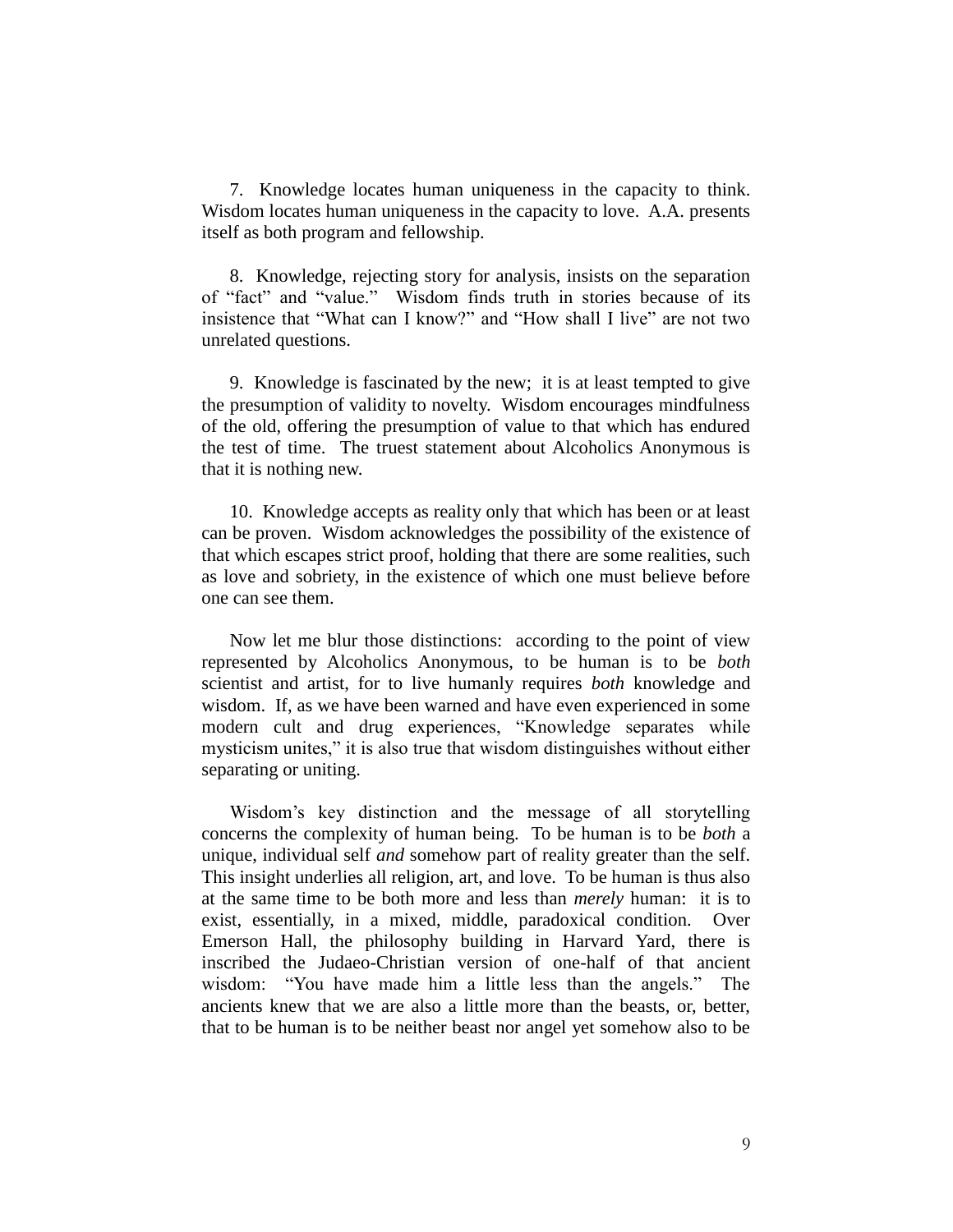7. Knowledge locates human uniqueness in the capacity to think. Wisdom locates human uniqueness in the capacity to love. A.A. presents itself as both program and fellowship.

8. Knowledge, rejecting story for analysis, insists on the separation of "fact" and "value." Wisdom finds truth in stories because of its insistence that "What can I know?" and "How shall I live" are not two unrelated questions.

9. Knowledge is fascinated by the new; it is at least tempted to give the presumption of validity to novelty. Wisdom encourages mindfulness of the old, offering the presumption of value to that which has endured the test of time. The truest statement about Alcoholics Anonymous is that it is nothing new.

10. Knowledge accepts as reality only that which has been or at least can be proven. Wisdom acknowledges the possibility of the existence of that which escapes strict proof, holding that there are some realities, such as love and sobriety, in the existence of which one must believe before one can see them.

Now let me blur those distinctions: according to the point of view represented by Alcoholics Anonymous, to be human is to be *both* scientist and artist, for to live humanly requires *both* knowledge and wisdom. If, as we have been warned and have even experienced in some modern cult and drug experiences, "Knowledge separates while mysticism unites," it is also true that wisdom distinguishes without either separating or uniting.

Wisdom's key distinction and the message of all storytelling concerns the complexity of human being. To be human is to be *both* a unique, individual self *and* somehow part of reality greater than the self. This insight underlies all religion, art, and love. To be human is thus also at the same time to be both more and less than *merely* human: it is to exist, essentially, in a mixed, middle, paradoxical condition. Over Emerson Hall, the philosophy building in Harvard Yard, there is inscribed the Judaeo-Christian version of one-half of that ancient wisdom: "You have made him a little less than the angels." The ancients knew that we are also a little more than the beasts, or, better, that to be human is to be neither beast nor angel yet somehow also to be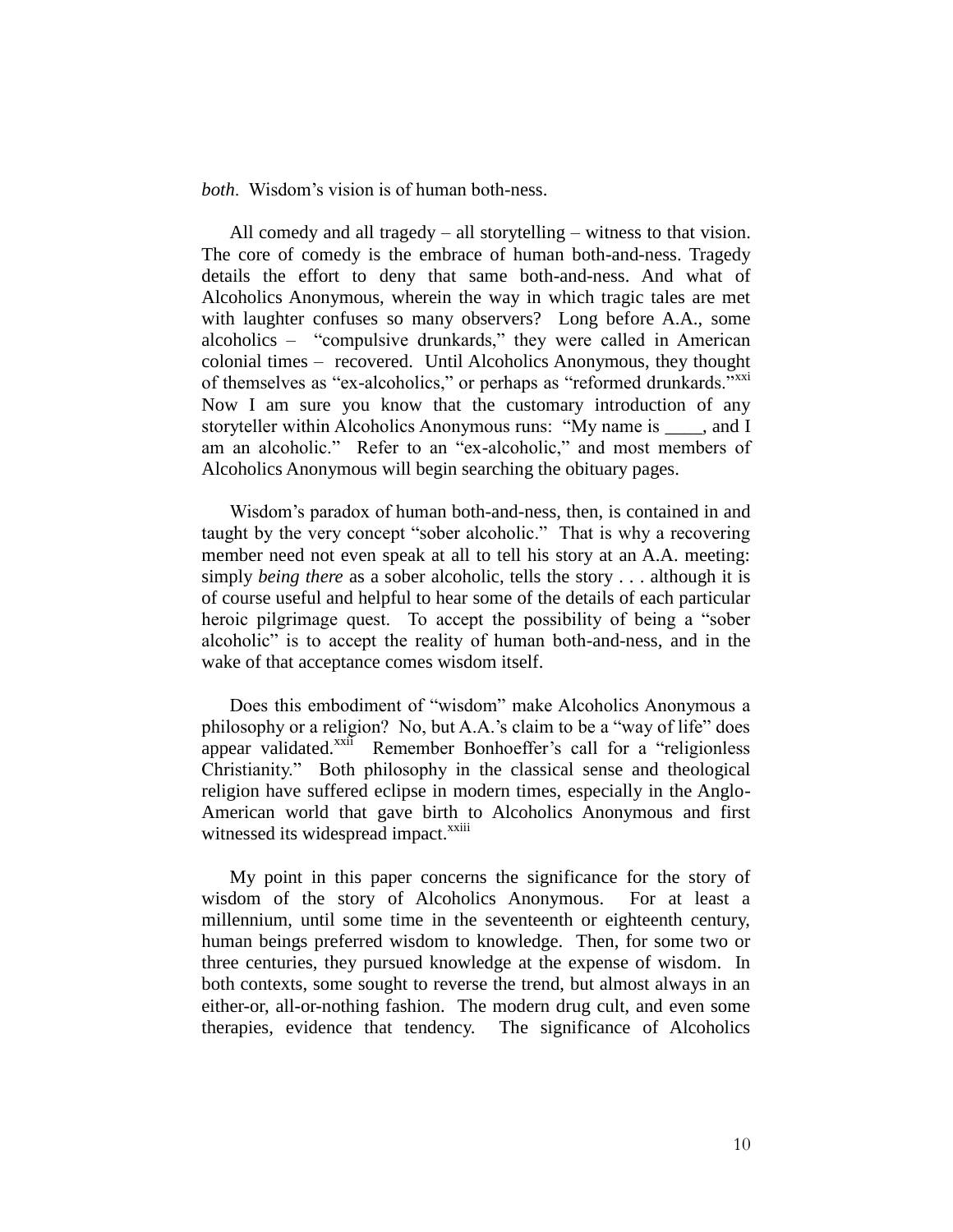*both*. Wisdom's vision is of human both-ness.

All comedy and all tragedy – all storytelling – witness to that vision. The core of comedy is the embrace of human both-and-ness. Tragedy details the effort to deny that same both-and-ness. And what of Alcoholics Anonymous, wherein the way in which tragic tales are met with laughter confuses so many observers? Long before A.A., some alcoholics – "compulsive drunkards," they were called in American colonial times – recovered. Until Alcoholics Anonymous, they thought of themselves as "ex-alcoholics," or perhaps as "reformed drunkards."[xxi] Now I am sure you know that the customary introduction of any storyteller within Alcoholics Anonymous runs: "My name is ____, and I am an alcoholic." Refer to an "ex-alcoholic," and most members of Alcoholics Anonymous will begin searching the obituary pages.

Wisdom's paradox of human both-and-ness, then, is contained in and taught by the very concept "sober alcoholic." That is why a recovering member need not even speak at all to tell his story at an A.A. meeting: simply *being there* as a sober alcoholic, tells the story . . . although it is of course useful and helpful to hear some of the details of each particular heroic pilgrimage quest. To accept the possibility of being a "sober alcoholic" is to accept the reality of human both-and-ness, and in the wake of that acceptance comes wisdom itself.

Does this embodiment of "wisdom" make Alcoholics Anonymous a philosophy or a religion? No, but A.A.'s claim to be a "way of life" does appear validated.[xxii] Remember Bonhoeffer's call for a "religionless Christianity." Both philosophy in the classical sense and theological religion have suffered eclipse in modern times, especially in the Anglo-American world that gave birth to Alcoholics Anonymous and first witnessed its widespread impact.[xxiii]

My point in this paper concerns the significance for the story of wisdom of the story of Alcoholics Anonymous. For at least a millennium, until some time in the seventeenth or eighteenth century, human beings preferred wisdom to knowledge. Then, for some two or three centuries, they pursued knowledge at the expense of wisdom. In both contexts, some sought to reverse the trend, but almost always in an either-or, all-or-nothing fashion. The modern drug cult, and even some therapies, evidence that tendency. The significance of Alcoholics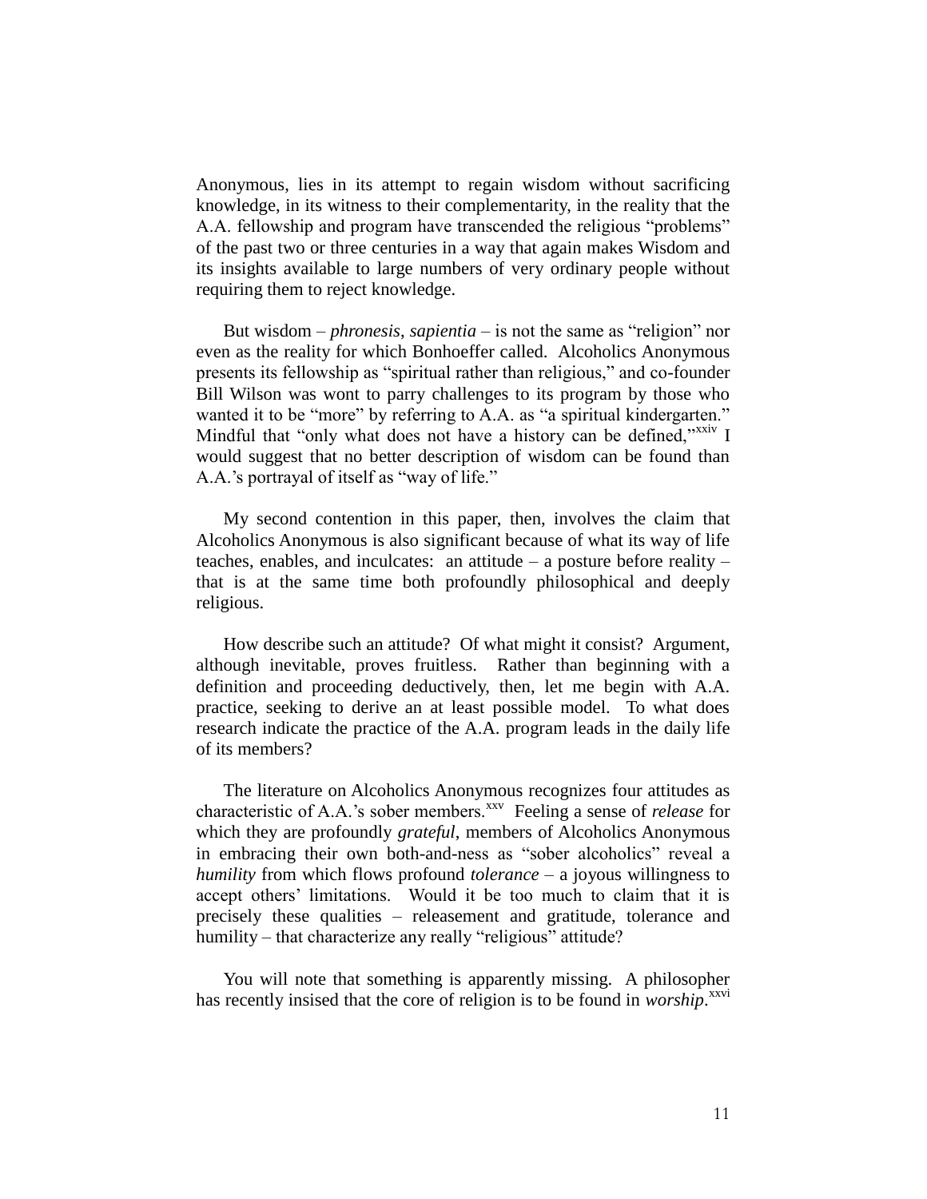Anonymous, lies in its attempt to regain wisdom without sacrificing knowledge, in its witness to their complementarity, in the reality that the A.A. fellowship and program have transcended the religious "problems" of the past two or three centuries in a way that again makes Wisdom and its insights available to large numbers of very ordinary people without requiring them to reject knowledge.

But wisdom – *phronesis*, *sapientia* – is not the same as "religion" nor even as the reality for which Bonhoeffer called. Alcoholics Anonymous presents its fellowship as "spiritual rather than religious," and co-founder Bill Wilson was wont to parry challenges to its program by those who wanted it to be "more" by referring to A.A. as "a spiritual kindergarten." Mindful that "only what does not have a history can be defined,"[xxiv] I would suggest that no better description of wisdom can be found than A.A.'s portrayal of itself as "way of life."

My second contention in this paper, then, involves the claim that Alcoholics Anonymous is also significant because of what its way of life teaches, enables, and inculcates: an attitude – a posture before reality – that is at the same time both profoundly philosophical and deeply religious.

How describe such an attitude? Of what might it consist? Argument, although inevitable, proves fruitless. Rather than beginning with a definition and proceeding deductively, then, let me begin with A.A. practice, seeking to derive an at least possible model. To what does research indicate the practice of the A.A. program leads in the daily life of its members?

The literature on Alcoholics Anonymous recognizes four attitudes as characteristic of A.A.'s sober members.[xxv] Feeling a sense of *release* for which they are profoundly *grateful*, members of Alcoholics Anonymous in embracing their own both-and-ness as "sober alcoholics" reveal a *humility* from which flows profound *tolerance* – a joyous willingness to accept others' limitations. Would it be too much to claim that it is precisely these qualities – releasement and gratitude, tolerance and humility – that characterize any really "religious" attitude?

You will note that something is apparently missing. A philosopher has recently insised that the core of religion is to be found in *worship*.[xxvi]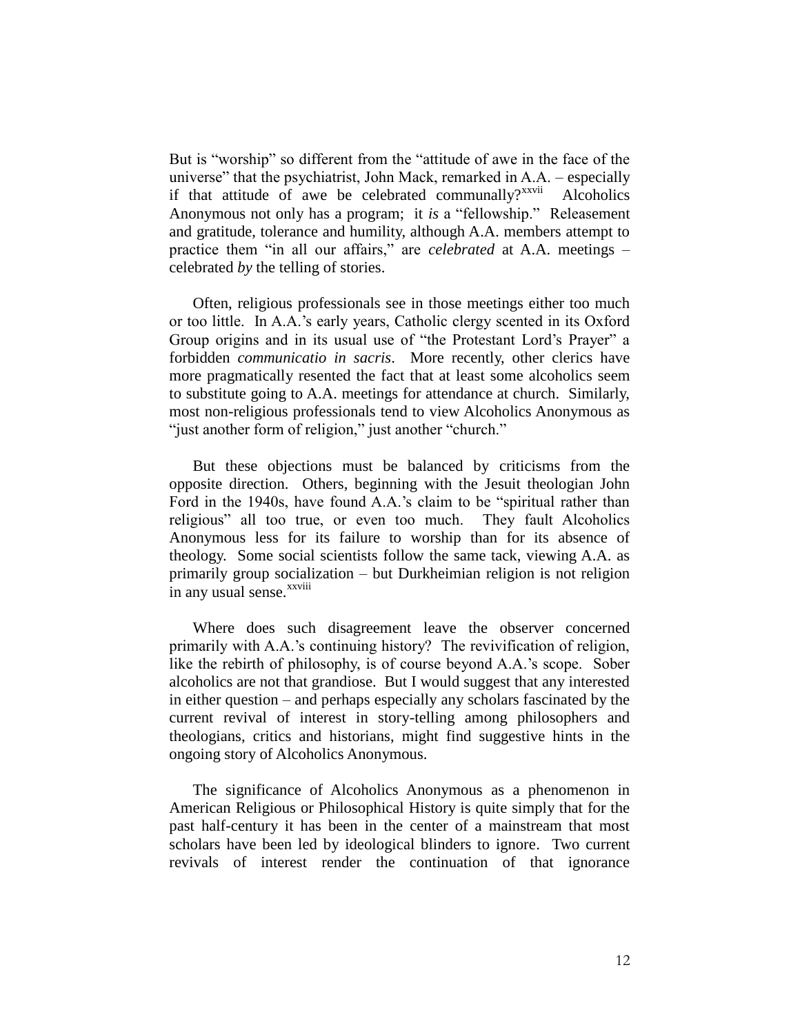But is "worship" so different from the "attitude of awe in the face of the universe" that the psychiatrist, John Mack, remarked in A.A. – especially if that attitude of awe be celebrated communally?[xxvii] Alcoholics Anonymous not only has a program; it *is* a "fellowship." Releasement and gratitude, tolerance and humility, although A.A. members attempt to practice them "in all our affairs," are *celebrated* at A.A. meetings – celebrated *by* the telling of stories.

Often, religious professionals see in those meetings either too much or too little. In A.A.'s early years, Catholic clergy scented in its Oxford Group origins and in its usual use of "the Protestant Lord's Prayer" a forbidden *communicatio in sacris*. More recently, other clerics have more pragmatically resented the fact that at least some alcoholics seem to substitute going to A.A. meetings for attendance at church. Similarly, most non-religious professionals tend to view Alcoholics Anonymous as "just another form of religion," just another "church."

But these objections must be balanced by criticisms from the opposite direction. Others, beginning with the Jesuit theologian John Ford in the 1940s, have found A.A.'s claim to be "spiritual rather than religious" all too true, or even too much. They fault Alcoholics Anonymous less for its failure to worship than for its absence of theology. Some social scientists follow the same tack, viewing A.A. as primarily group socialization – but Durkheimian religion is not religion in any usual sense.[xxviii]

Where does such disagreement leave the observer concerned primarily with A.A.'s continuing history? The revivification of religion, like the rebirth of philosophy, is of course beyond A.A.'s scope. Sober alcoholics are not that grandiose. But I would suggest that any interested in either question – and perhaps especially any scholars fascinated by the current revival of interest in story-telling among philosophers and theologians, critics and historians, might find suggestive hints in the ongoing story of Alcoholics Anonymous.

The significance of Alcoholics Anonymous as a phenomenon in American Religious or Philosophical History is quite simply that for the past half-century it has been in the center of a mainstream that most scholars have been led by ideological blinders to ignore. Two current revivals of interest render the continuation of that ignorance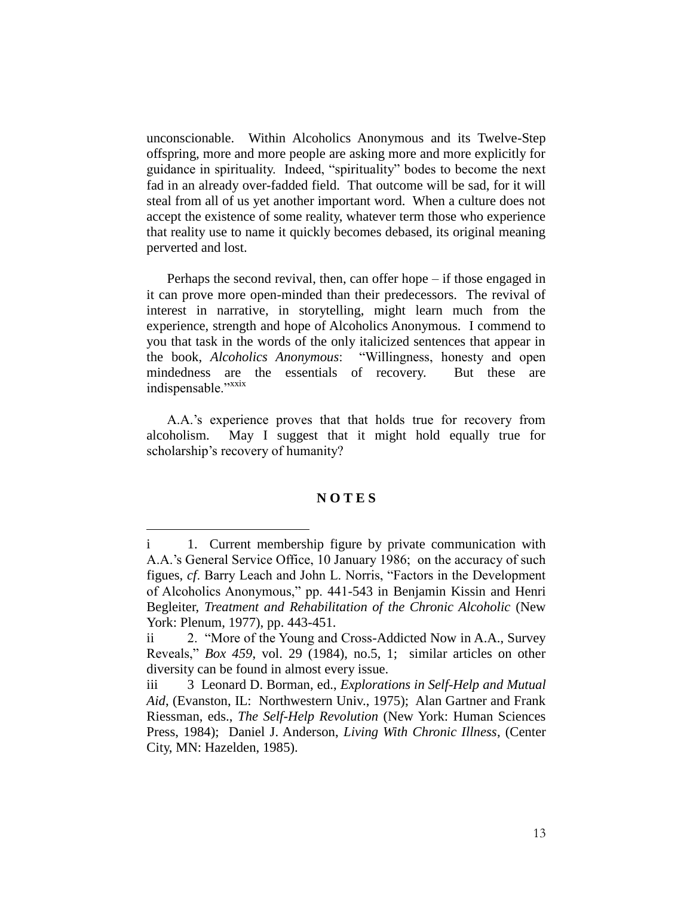unconscionable. Within Alcoholics Anonymous and its Twelve-Step offspring, more and more people are asking more and more explicitly for guidance in spirituality. Indeed, "spirituality" bodes to become the next fad in an already over-fadded field. That outcome will be sad, for it will steal from all of us yet another important word. When a culture does not accept the existence of some reality, whatever term those who experience that reality use to name it quickly becomes debased, its original meaning perverted and lost.

Perhaps the second revival, then, can offer hope – if those engaged in it can prove more open-minded than their predecessors. The revival of interest in narrative, in storytelling, might learn much from the experience, strength and hope of Alcoholics Anonymous. I commend to you that task in the words of the only italicized sentences that appear in the book, *Alcoholics Anonymous*: "Willingness, honesty and open mindedness are the essentials of recovery. But these are indispensable."[xxix]

A.A.'s experience proves that that holds true for recovery from alcoholism. May I suggest that it might hold equally true for scholarship's recovery of humanity?

**N O T E S**

---

i 1. Current membership figure by private communication with A.A.'s General Service Office, 10 January 1986; on the accuracy of such figues, *cf*. Barry Leach and John L. Norris, "Factors in the Development of Alcoholics Anonymous," pp. 441-543 in Benjamin Kissin and Henri Begleiter, *Treatment and Rehabilitation of the Chronic Alcoholic* (New York: Plenum, 1977), pp. 443-451.

ii 2. "More of the Young and Cross-Addicted Now in A.A., Survey Reveals," *Box 459*, vol. 29 (1984), no.5, 1; similar articles on other diversity can be found in almost every issue.

iii 3 Leonard D. Borman, ed., *Explorations in Self-Help and Mutual Aid*, (Evanston, IL: Northwestern Univ., 1975); Alan Gartner and Frank Riessman, eds., *The Self-Help Revolution* (New York: Human Sciences Press, 1984); Daniel J. Anderson, *Living With Chronic Illness*, (Center City, MN: Hazelden, 1985).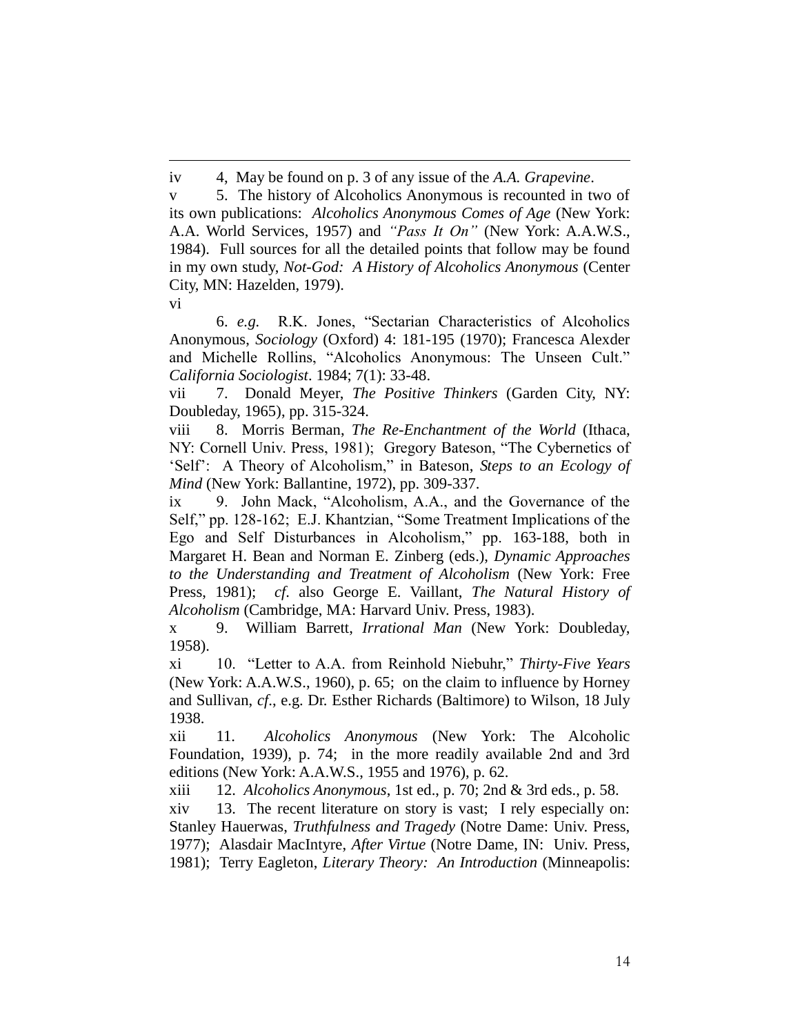iv 4, May be found on p. 3 of any issue of the *A.A. Grapevine*.

v 5. The history of Alcoholics Anonymous is recounted in two of its own publications: *Alcoholics Anonymous Comes of Age* (New York: A.A. World Services, 1957) and *"Pass It On"* (New York: A.A.W.S., 1984). Full sources for all the detailed points that follow may be found in my own study, *Not-God: A History of Alcoholics Anonymous* (Center City, MN: Hazelden, 1979).

vi

6. *e.g*. R.K. Jones, "Sectarian Characteristics of Alcoholics Anonymous, *Sociology* (Oxford) 4: 181-195 (1970); Francesca Alexder and Michelle Rollins, "Alcoholics Anonymous: The Unseen Cult." *California Sociologist*. 1984; 7(1): 33-48.

vii 7. Donald Meyer, *The Positive Thinkers* (Garden City, NY: Doubleday, 1965), pp. 315-324.

viii 8. Morris Berman, *The Re-Enchantment of the World* (Ithaca, NY: Cornell Univ. Press, 1981); Gregory Bateson, "The Cybernetics of 'Self': A Theory of Alcoholism," in Bateson, *Steps to an Ecology of Mind* (New York: Ballantine, 1972), pp. 309-337.

ix 9. John Mack, "Alcoholism, A.A., and the Governance of the Self," pp. 128-162; E.J. Khantzian, "Some Treatment Implications of the Ego and Self Disturbances in Alcoholism," pp. 163-188, both in Margaret H. Bean and Norman E. Zinberg (eds.), *Dynamic Approaches to the Understanding and Treatment of Alcoholism* (New York: Free Press, 1981); *cf*. also George E. Vaillant, *The Natural History of Alcoholism* (Cambridge, MA: Harvard Univ. Press, 1983).

x 9. William Barrett, *Irrational Man* (New York: Doubleday, 1958).

xi 10. "Letter to A.A. from Reinhold Niebuhr," *Thirty-Five Years* (New York: A.A.W.S., 1960), p. 65; on the claim to influence by Horney and Sullivan, *cf*., e.g. Dr. Esther Richards (Baltimore) to Wilson, 18 July 1938.

xii 11. *Alcoholics Anonymous* (New York: The Alcoholic Foundation, 1939), p. 74; in the more readily available 2nd and 3rd editions (New York: A.A.W.S., 1955 and 1976), p. 62.

xiii 12. *Alcoholics Anonymous*, 1st ed., p. 70; 2nd & 3rd eds., p. 58.

xiv 13. The recent literature on story is vast; I rely especially on: Stanley Hauerwas, *Truthfulness and Tragedy* (Notre Dame: Univ. Press, 1977); Alasdair MacIntyre, *After Virtue* (Notre Dame, IN: Univ. Press, 1981); Terry Eagleton, *Literary Theory: An Introduction* (Minneapolis: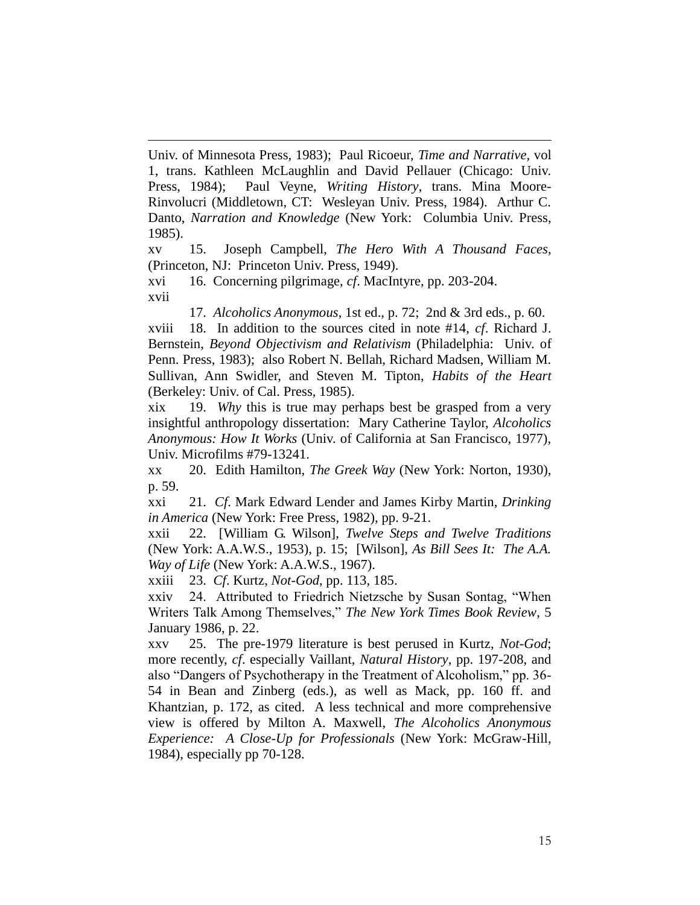Univ. of Minnesota Press, 1983); Paul Ricoeur, *Time and Narrative*, vol 1, trans. Kathleen McLaughlin and David Pellauer (Chicago: Univ. Press, 1984); Paul Veyne, *Writing History*, trans. Mina Moore-Rinvolucri (Middletown, CT: Wesleyan Univ. Press, 1984). Arthur C. Danto, *Narration and Knowledge* (New York: Columbia Univ. Press, 1985).

xv 15. Joseph Campbell, *The Hero With A Thousand Faces*, (Princeton, NJ: Princeton Univ. Press, 1949).

xvi 16. Concerning pilgrimage, *cf*. MacIntyre, pp. 203-204.

xvii

17. *Alcoholics Anonymous*, 1st ed., p. 72; 2nd & 3rd eds., p. 60.

xviii 18. In addition to the sources cited in note #14, *cf*. Richard J. Bernstein, *Beyond Objectivism and Relativism* (Philadelphia: Univ. of Penn. Press, 1983); also Robert N. Bellah, Richard Madsen, William M. Sullivan, Ann Swidler, and Steven M. Tipton, *Habits of the Heart* (Berkeley: Univ. of Cal. Press, 1985).

xix 19. *Why* this is true may perhaps best be grasped from a very insightful anthropology dissertation: Mary Catherine Taylor, *Alcoholics Anonymous: How It Works* (Univ. of California at San Francisco, 1977), Univ. Microfilms #79-13241.

xx 20. Edith Hamilton, *The Greek Way* (New York: Norton, 1930), p. 59.

xxi 21. *Cf*. Mark Edward Lender and James Kirby Martin, *Drinking in America* (New York: Free Press, 1982), pp. 9-21.

xxii 22. [William G. Wilson], *Twelve Steps and Twelve Traditions* (New York: A.A.W.S., 1953), p. 15; [Wilson], *As Bill Sees It: The A.A. Way of Life* (New York: A.A.W.S., 1967).

xxiii 23. *Cf*. Kurtz, *Not-God*, pp. 113, 185.

xxiv 24. Attributed to Friedrich Nietzsche by Susan Sontag, "When Writers Talk Among Themselves," *The New York Times Book Review*, 5 January 1986, p. 22.

xxv 25. The pre-1979 literature is best perused in Kurtz, *Not-God*; more recently, *cf*. especially Vaillant, *Natural History*, pp. 197-208, and also "Dangers of Psychotherapy in the Treatment of Alcoholism," pp. 36-54 in Bean and Zinberg (eds.), as well as Mack, pp. 160 ff. and Khantzian, p. 172, as cited. A less technical and more comprehensive view is offered by Milton A. Maxwell, *The Alcoholics Anonymous Experience: A Close-Up for Professionals* (New York: McGraw-Hill, 1984), especially pp 70-128.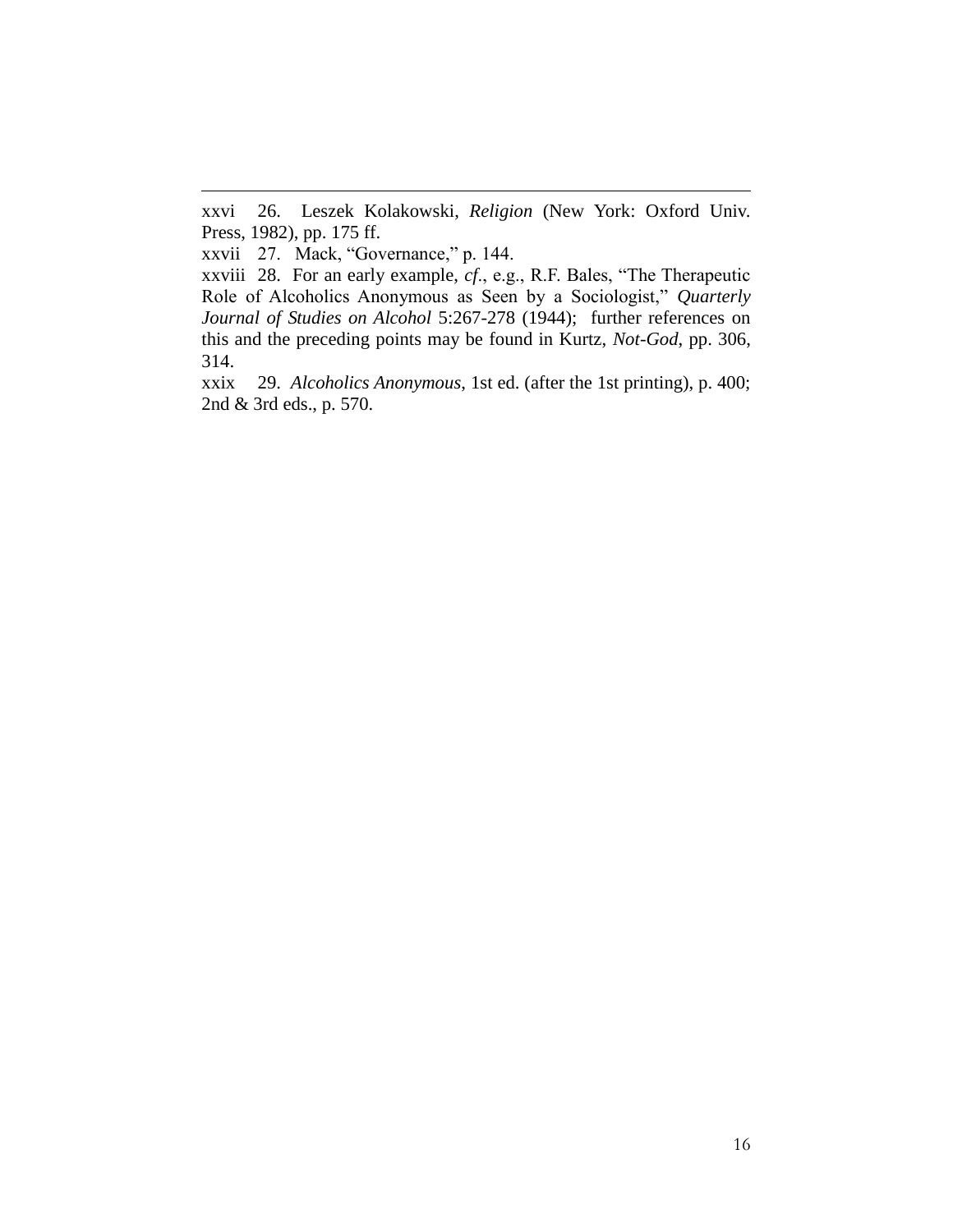xxvi 26. Leszek Kolakowski, *Religion* (New York: Oxford Univ. Press, 1982), pp. 175 ff.

xxvii 27. Mack, "Governance," p. 144.

xxviii 28. For an early example, *cf*., e.g., R.F. Bales, "The Therapeutic Role of Alcoholics Anonymous as Seen by a Sociologist," *Quarterly Journal of Studies on Alcohol* 5:267-278 (1944); further references on this and the preceding points may be found in Kurtz, *Not-God*, pp. 306, 314.

xxix 29. *Alcoholics Anonymous*, 1st ed. (after the 1st printing), p. 400; 2nd & 3rd eds., p. 570.